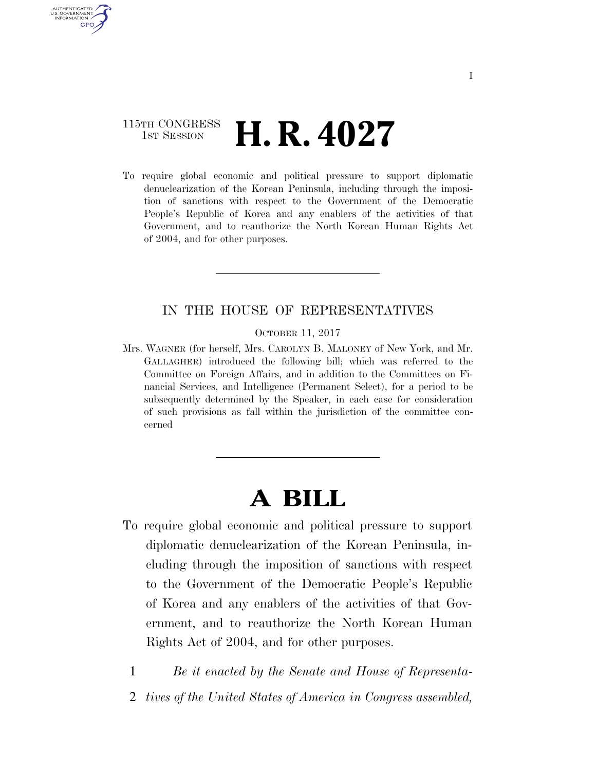115TH CONGRESS
1ST SESSION

# H. R. 4027

To require global economic and political pressure to support diplomatic denuclearization of the Korean Peninsula, including through the imposition of sanctions with respect to the Government of the Democratic People's Republic of Korea and any enablers of the activities of that Government, and to reauthorize the North Korean Human Rights Act of 2004, and for other purposes.

---

IN THE HOUSE OF REPRESENTATIVES

OCTOBER 11, 2017

Mrs. WAGNER (for herself, Mrs. CAROLYN B. MALONEY of New York, and Mr. GALLAGHER) introduced the following bill; which was referred to the Committee on Foreign Affairs, and in addition to the Committees on Financial Services, and Intelligence (Permanent Select), for a period to be subsequently determined by the Speaker, in each case for consideration of such provisions as fall within the jurisdiction of the committee concerned

---

# A BILL

To require global economic and political pressure to support diplomatic denuclearization of the Korean Peninsula, including through the imposition of sanctions with respect to the Government of the Democratic People's Republic of Korea and any enablers of the activities of that Government, and to reauthorize the North Korean Human Rights Act of 2004, and for other purposes.

1 *Be it enacted by the Senate and House of Representa-*
2 *tives of the United States of America in Congress assembled,*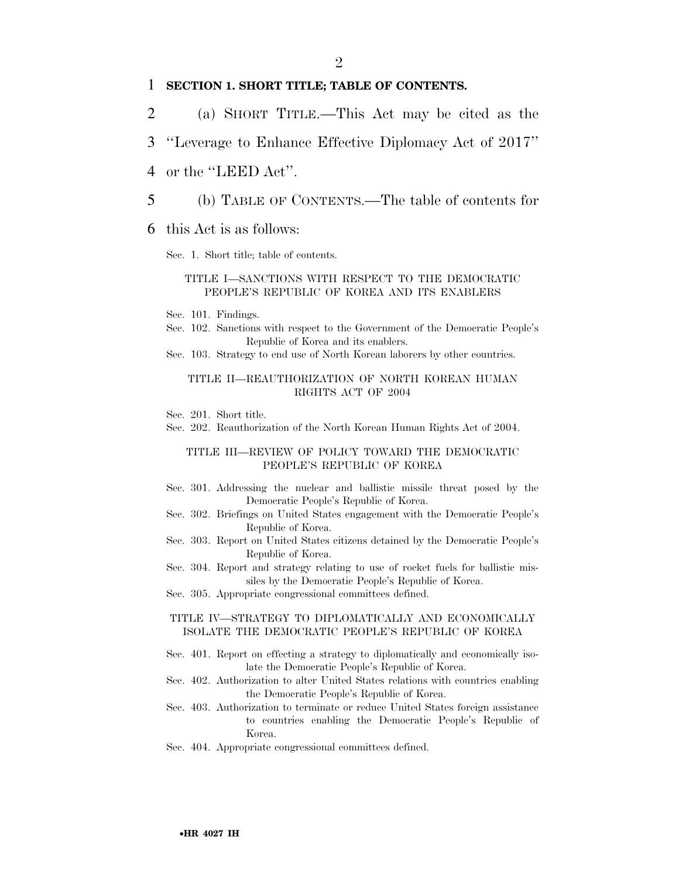**SECTION 1. SHORT TITLE; TABLE OF CONTENTS.**

(a) SHORT TITLE.—This Act may be cited as the "Leverage to Enhance Effective Diplomacy Act of 2017" or the "LEED Act".

(b) TABLE OF CONTENTS.—The table of contents for this Act is as follows:

Sec. 1. Short title; table of contents.

TITLE I—SANCTIONS WITH RESPECT TO THE DEMOCRATIC PEOPLE'S REPUBLIC OF KOREA AND ITS ENABLERS

Sec. 101. Findings.
Sec. 102. Sanctions with respect to the Government of the Democratic People's Republic of Korea and its enablers.
Sec. 103. Strategy to end use of North Korean laborers by other countries.

TITLE II—REAUTHORIZATION OF NORTH KOREAN HUMAN RIGHTS ACT OF 2004

Sec. 201. Short title.
Sec. 202. Reauthorization of the North Korean Human Rights Act of 2004.

TITLE III—REVIEW OF POLICY TOWARD THE DEMOCRATIC PEOPLE'S REPUBLIC OF KOREA

Sec. 301. Addressing the nuclear and ballistic missile threat posed by the Democratic People's Republic of Korea.
Sec. 302. Briefings on United States engagement with the Democratic People's Republic of Korea.
Sec. 303. Report on United States citizens detained by the Democratic People's Republic of Korea.
Sec. 304. Report and strategy relating to use of rocket fuels for ballistic missiles by the Democratic People's Republic of Korea.
Sec. 305. Appropriate congressional committees defined.

TITLE IV—STRATEGY TO DIPLOMATICALLY AND ECONOMICALLY ISOLATE THE DEMOCRATIC PEOPLE'S REPUBLIC OF KOREA

Sec. 401. Report on effecting a strategy to diplomatically and economically isolate the Democratic People's Republic of Korea.
Sec. 402. Authorization to alter United States relations with countries enabling the Democratic People's Republic of Korea.
Sec. 403. Authorization to terminate or reduce United States foreign assistance to countries enabling the Democratic People's Republic of Korea.
Sec. 404. Appropriate congressional committees defined.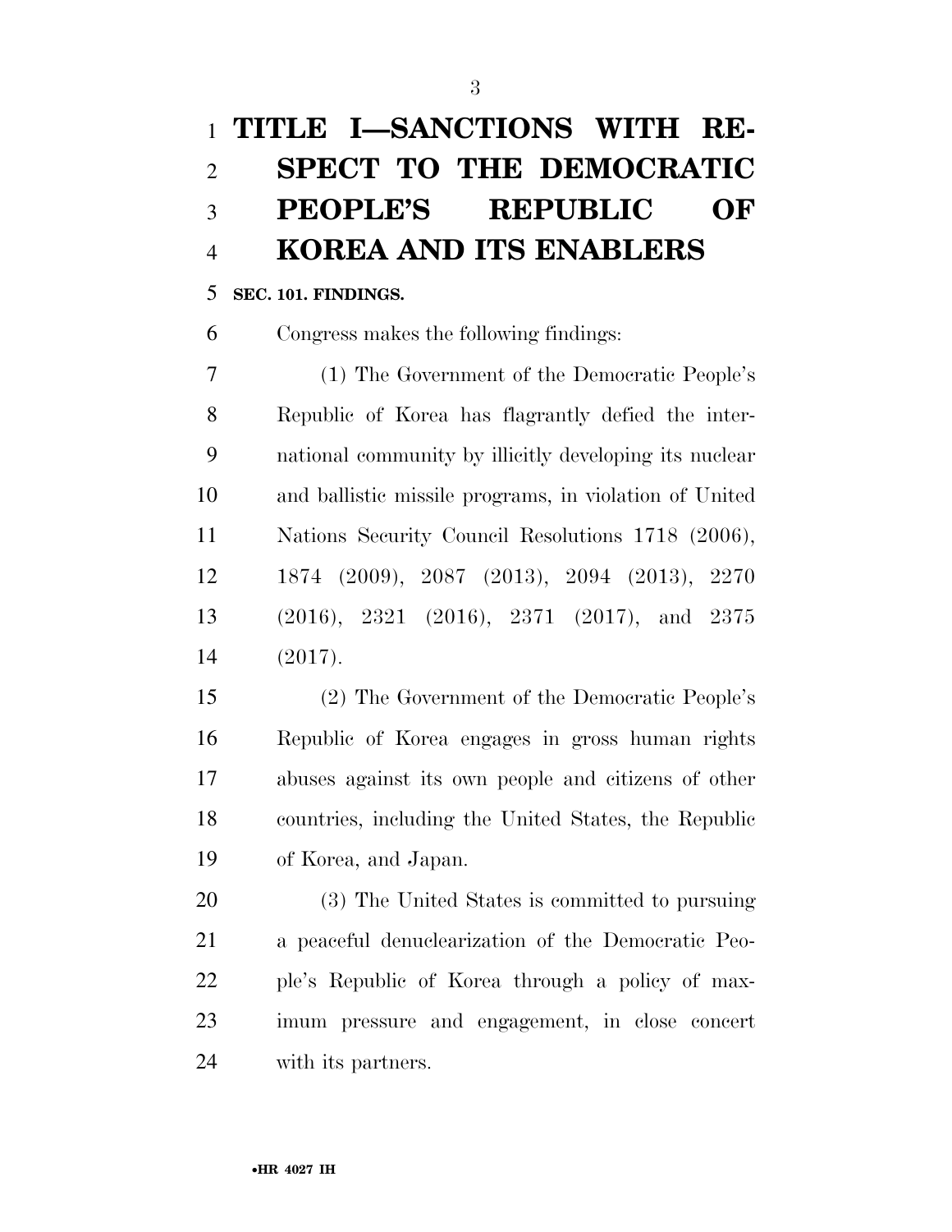# TITLE I—SANCTIONS WITH RESPECT TO THE DEMOCRATIC PEOPLE'S REPUBLIC OF KOREA AND ITS ENABLERS

**SEC. 101. FINDINGS.**

Congress makes the following findings:

(1) The Government of the Democratic People's Republic of Korea has flagrantly defied the international community by illicitly developing its nuclear and ballistic missile programs, in violation of United Nations Security Council Resolutions 1718 (2006), 1874 (2009), 2087 (2013), 2094 (2013), 2270 (2016), 2321 (2016), 2371 (2017), and 2375 (2017).

(2) The Government of the Democratic People's Republic of Korea engages in gross human rights abuses against its own people and citizens of other countries, including the United States, the Republic of Korea, and Japan.

(3) The United States is committed to pursuing a peaceful denuclearization of the Democratic People's Republic of Korea through a policy of maximum pressure and engagement, in close concert with its partners.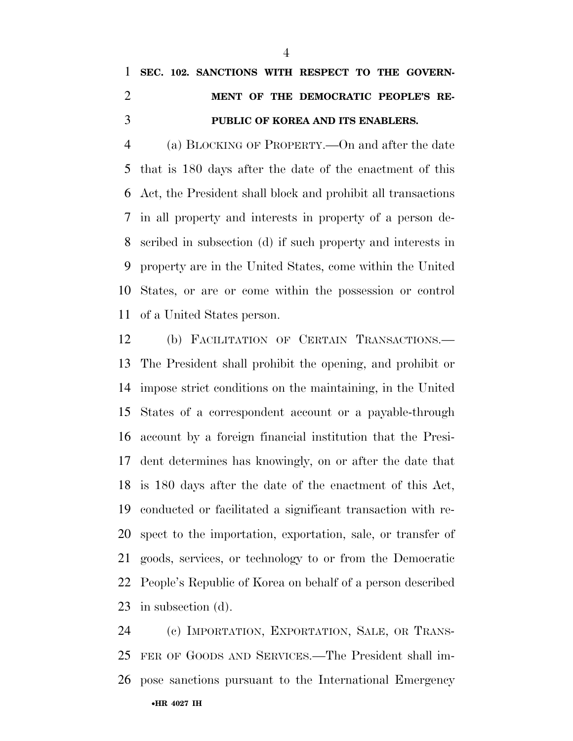### SEC. 102. SANCTIONS WITH RESPECT TO THE GOVERNMENT OF THE DEMOCRATIC PEOPLE'S REPUBLIC OF KOREA AND ITS ENABLERS.

(a) BLOCKING OF PROPERTY.—On and after the date that is 180 days after the date of the enactment of this Act, the President shall block and prohibit all transactions in all property and interests in property of a person described in subsection (d) if such property and interests in property are in the United States, come within the United States, or are or come within the possession or control of a United States person.

(b) FACILITATION OF CERTAIN TRANSACTIONS.—The President shall prohibit the opening, and prohibit or impose strict conditions on the maintaining, in the United States of a correspondent account or a payable-through account by a foreign financial institution that the President determines has knowingly, on or after the date that is 180 days after the date of the enactment of this Act, conducted or facilitated a significant transaction with respect to the importation, exportation, sale, or transfer of goods, services, or technology to or from the Democratic People's Republic of Korea on behalf of a person described in subsection (d).

(c) IMPORTATION, EXPORTATION, SALE, OR TRANSFER OF GOODS AND SERVICES.—The President shall impose sanctions pursuant to the International Emergency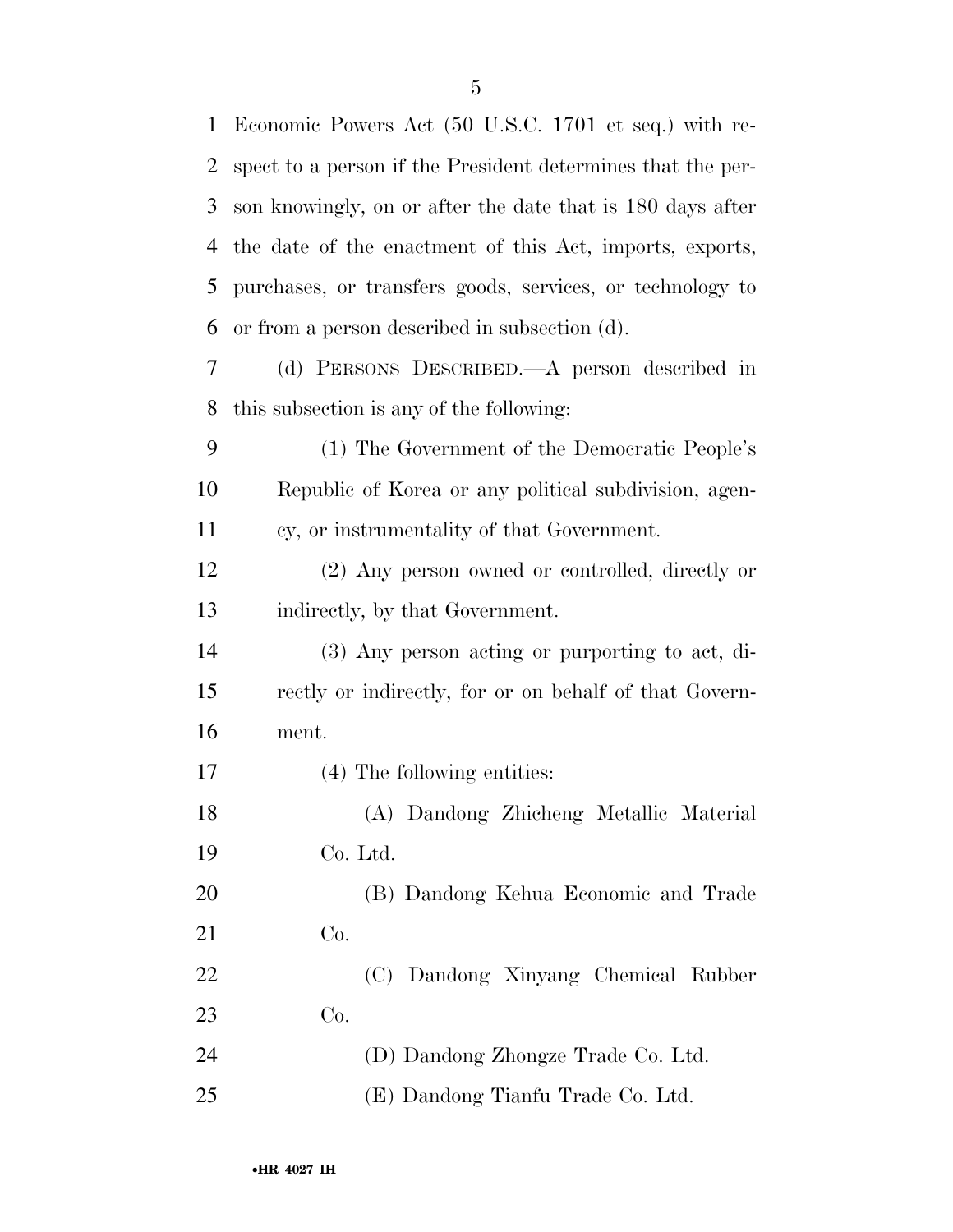Economic Powers Act (50 U.S.C. 1701 et seq.) with respect to a person if the President determines that the person knowingly, on or after the date that is 180 days after the date of the enactment of this Act, imports, exports, purchases, or transfers goods, services, or technology to or from a person described in subsection (d).

(d) PERSONS DESCRIBED.—A person described in this subsection is any of the following:

(1) The Government of the Democratic People's Republic of Korea or any political subdivision, agency, or instrumentality of that Government.

(2) Any person owned or controlled, directly or indirectly, by that Government.

(3) Any person acting or purporting to act, directly or indirectly, for or on behalf of that Government.

(4) The following entities:

(A) Dandong Zhicheng Metallic Material Co. Ltd.

(B) Dandong Kehua Economic and Trade Co.

(C) Dandong Xinyang Chemical Rubber Co.

(D) Dandong Zhongze Trade Co. Ltd.

(E) Dandong Tianfu Trade Co. Ltd.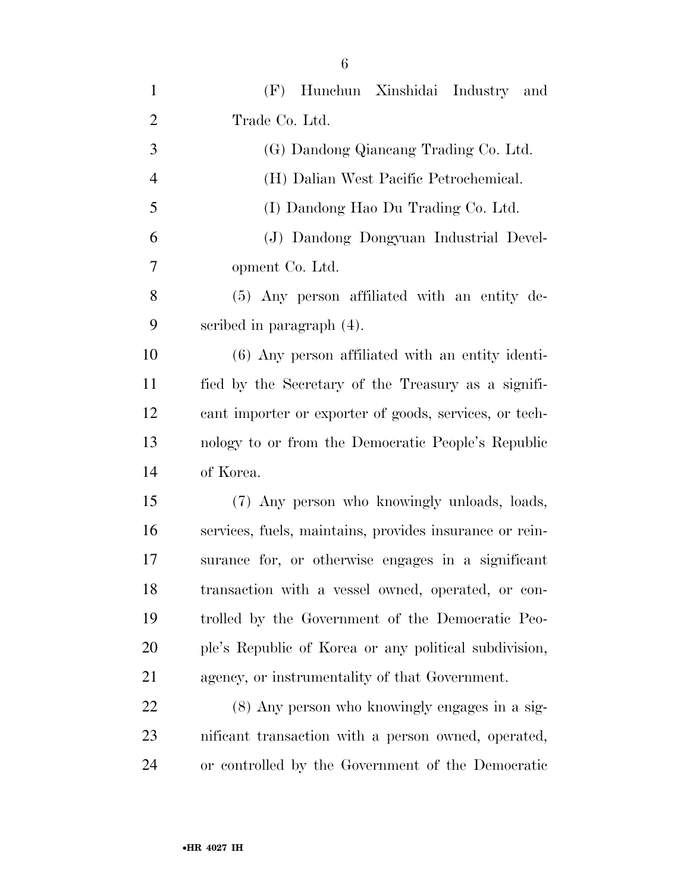(F) Hunchun Xinshidai Industry and Trade Co. Ltd.

(G) Dandong Qiancang Trading Co. Ltd.

(H) Dalian West Pacific Petrochemical.

(I) Dandong Hao Du Trading Co. Ltd.

(J) Dandong Dongyuan Industrial Development Co. Ltd.

(5) Any person affiliated with an entity described in paragraph (4).

(6) Any person affiliated with an entity identified by the Secretary of the Treasury as a significant importer or exporter of goods, services, or technology to or from the Democratic People's Republic of Korea.

(7) Any person who knowingly unloads, loads, services, fuels, maintains, provides insurance or reinsurance for, or otherwise engages in a significant transaction with a vessel owned, operated, or controlled by the Government of the Democratic People's Republic of Korea or any political subdivision, agency, or instrumentality of that Government.

(8) Any person who knowingly engages in a significant transaction with a person owned, operated, or controlled by the Government of the Democratic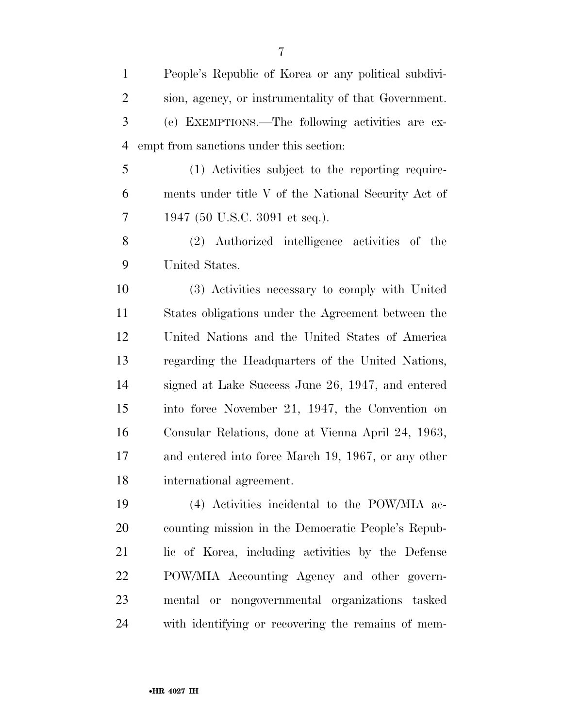People's Republic of Korea or any political subdivision, agency, or instrumentality of that Government.

(e) EXEMPTIONS.—The following activities are exempt from sanctions under this section:

(1) Activities subject to the reporting requirements under title V of the National Security Act of 1947 (50 U.S.C. 3091 et seq.).

(2) Authorized intelligence activities of the United States.

(3) Activities necessary to comply with United States obligations under the Agreement between the United Nations and the United States of America regarding the Headquarters of the United Nations, signed at Lake Success June 26, 1947, and entered into force November 21, 1947, the Convention on Consular Relations, done at Vienna April 24, 1963, and entered into force March 19, 1967, or any other international agreement.

(4) Activities incidental to the POW/MIA accounting mission in the Democratic People's Republic of Korea, including activities by the Defense POW/MIA Accounting Agency and other governmental or nongovernmental organizations tasked with identifying or recovering the remains of mem-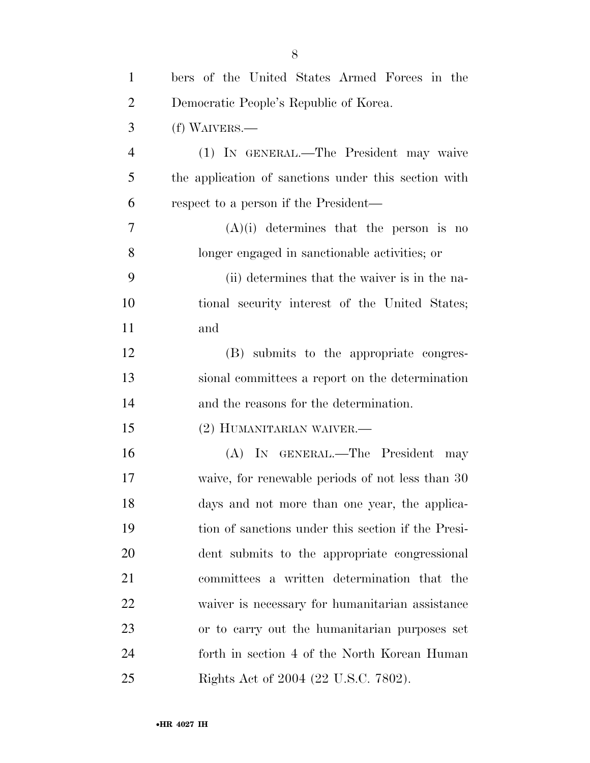bers of the United States Armed Forces in the Democratic People's Republic of Korea.

(f) WAIVERS.—

(1) IN GENERAL.—The President may waive the application of sanctions under this section with respect to a person if the President—

(A)(i) determines that the person is no longer engaged in sanctionable activities; or

(ii) determines that the waiver is in the national security interest of the United States; and

(B) submits to the appropriate congressional committees a report on the determination and the reasons for the determination.

(2) HUMANITARIAN WAIVER.—

(A) IN GENERAL.—The President may waive, for renewable periods of not less than 30 days and not more than one year, the application of sanctions under this section if the President submits to the appropriate congressional committees a written determination that the waiver is necessary for humanitarian assistance or to carry out the humanitarian purposes set forth in section 4 of the North Korean Human Rights Act of 2004 (22 U.S.C. 7802).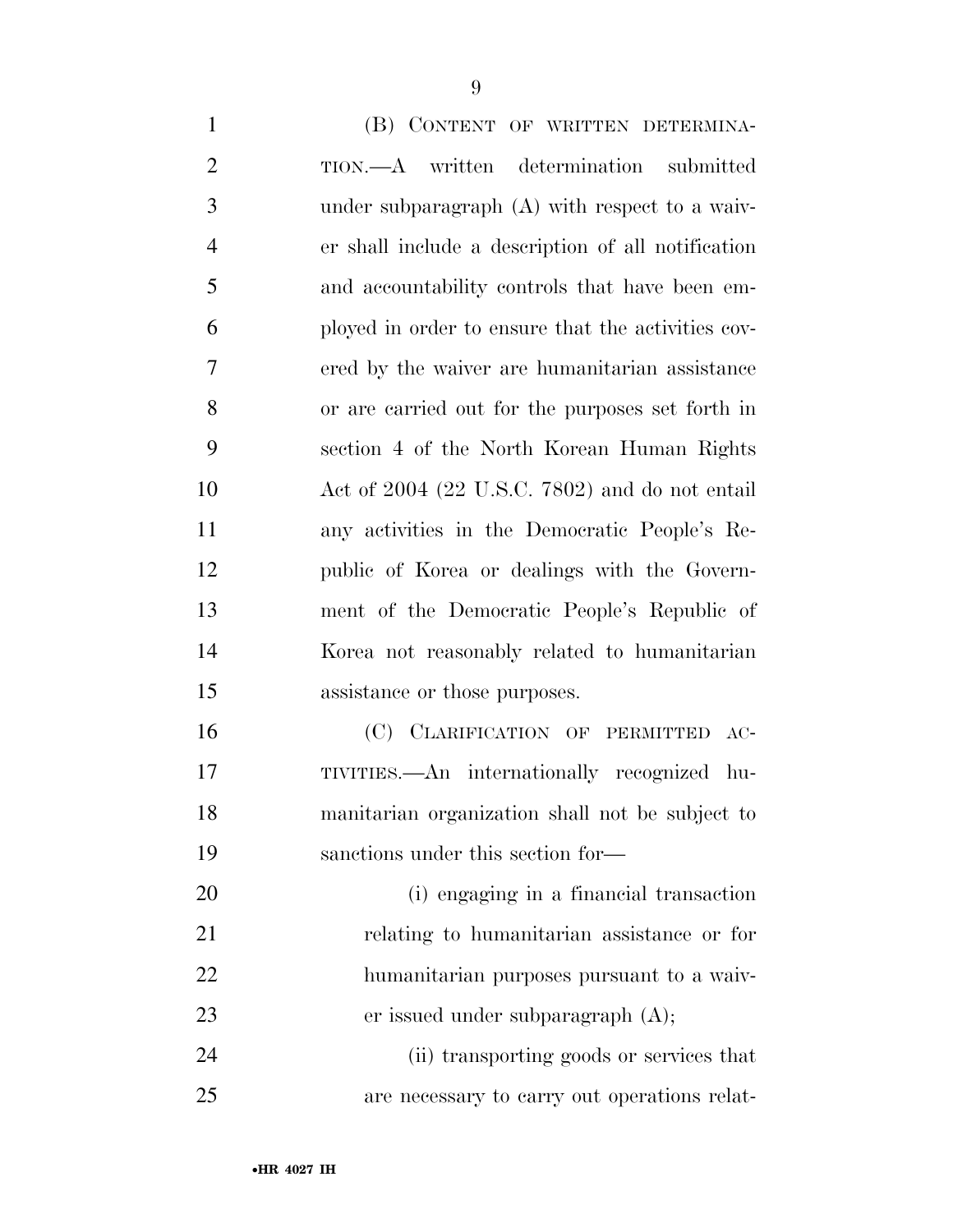(B) CONTENT OF WRITTEN DETERMINATION.—A written determination submitted under subparagraph (A) with respect to a waiver shall include a description of all notification and accountability controls that have been employed in order to ensure that the activities covered by the waiver are humanitarian assistance or are carried out for the purposes set forth in section 4 of the North Korean Human Rights Act of 2004 (22 U.S.C. 7802) and do not entail any activities in the Democratic People's Republic of Korea or dealings with the Government of the Democratic People's Republic of Korea not reasonably related to humanitarian assistance or those purposes.

(C) CLARIFICATION OF PERMITTED ACTIVITIES.—An internationally recognized humanitarian organization shall not be subject to sanctions under this section for—

(i) engaging in a financial transaction relating to humanitarian assistance or for humanitarian purposes pursuant to a waiver issued under subparagraph (A);

(ii) transporting goods or services that are necessary to carry out operations relat-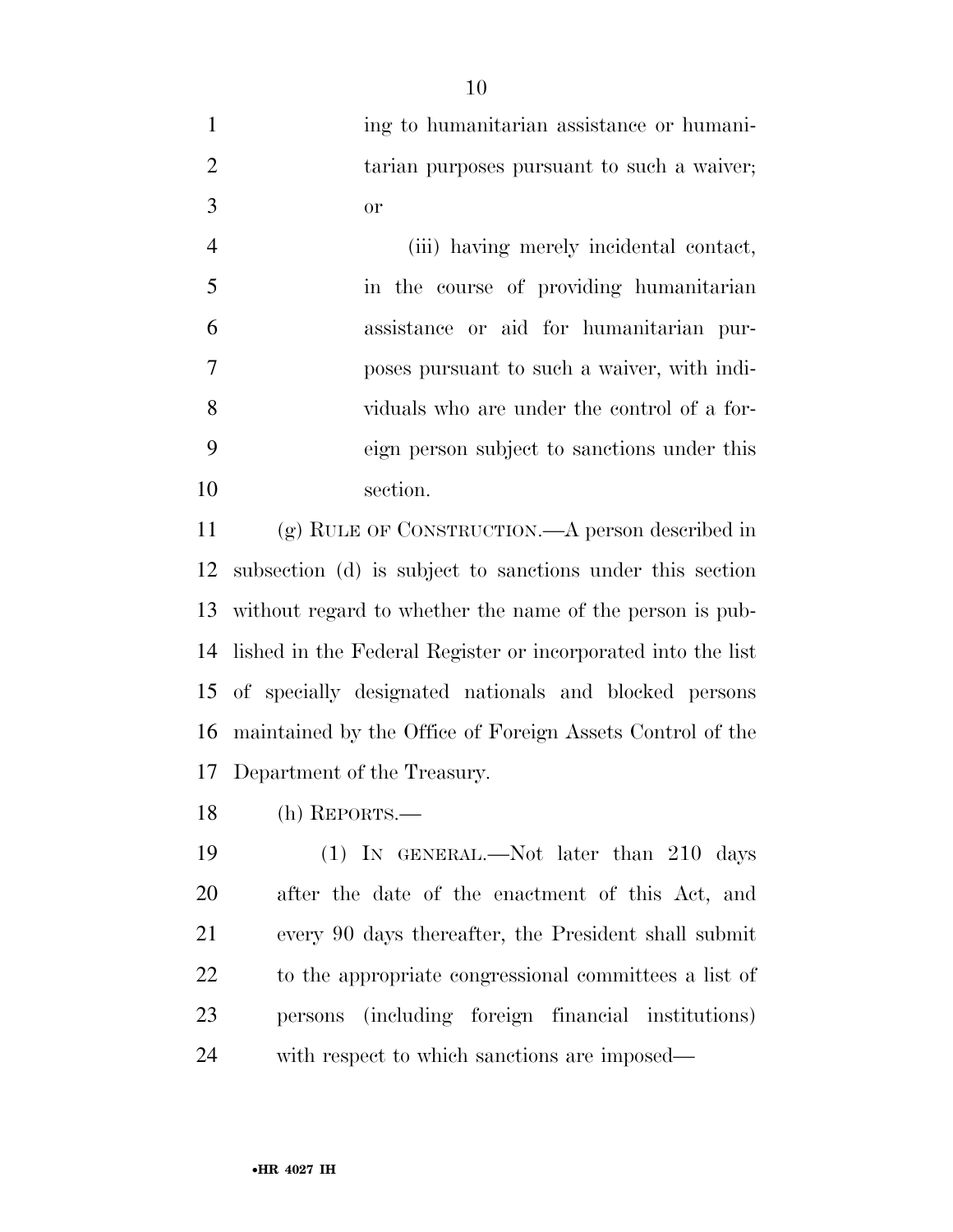ing to humanitarian assistance or humanitarian purposes pursuant to such a waiver; or

(iii) having merely incidental contact, in the course of providing humanitarian assistance or aid for humanitarian purposes pursuant to such a waiver, with individuals who are under the control of a foreign person subject to sanctions under this section.

(g) RULE OF CONSTRUCTION.—A person described in subsection (d) is subject to sanctions under this section without regard to whether the name of the person is published in the Federal Register or incorporated into the list of specially designated nationals and blocked persons maintained by the Office of Foreign Assets Control of the Department of the Treasury.

(h) REPORTS.—

(1) IN GENERAL.—Not later than 210 days after the date of the enactment of this Act, and every 90 days thereafter, the President shall submit to the appropriate congressional committees a list of persons (including foreign financial institutions) with respect to which sanctions are imposed—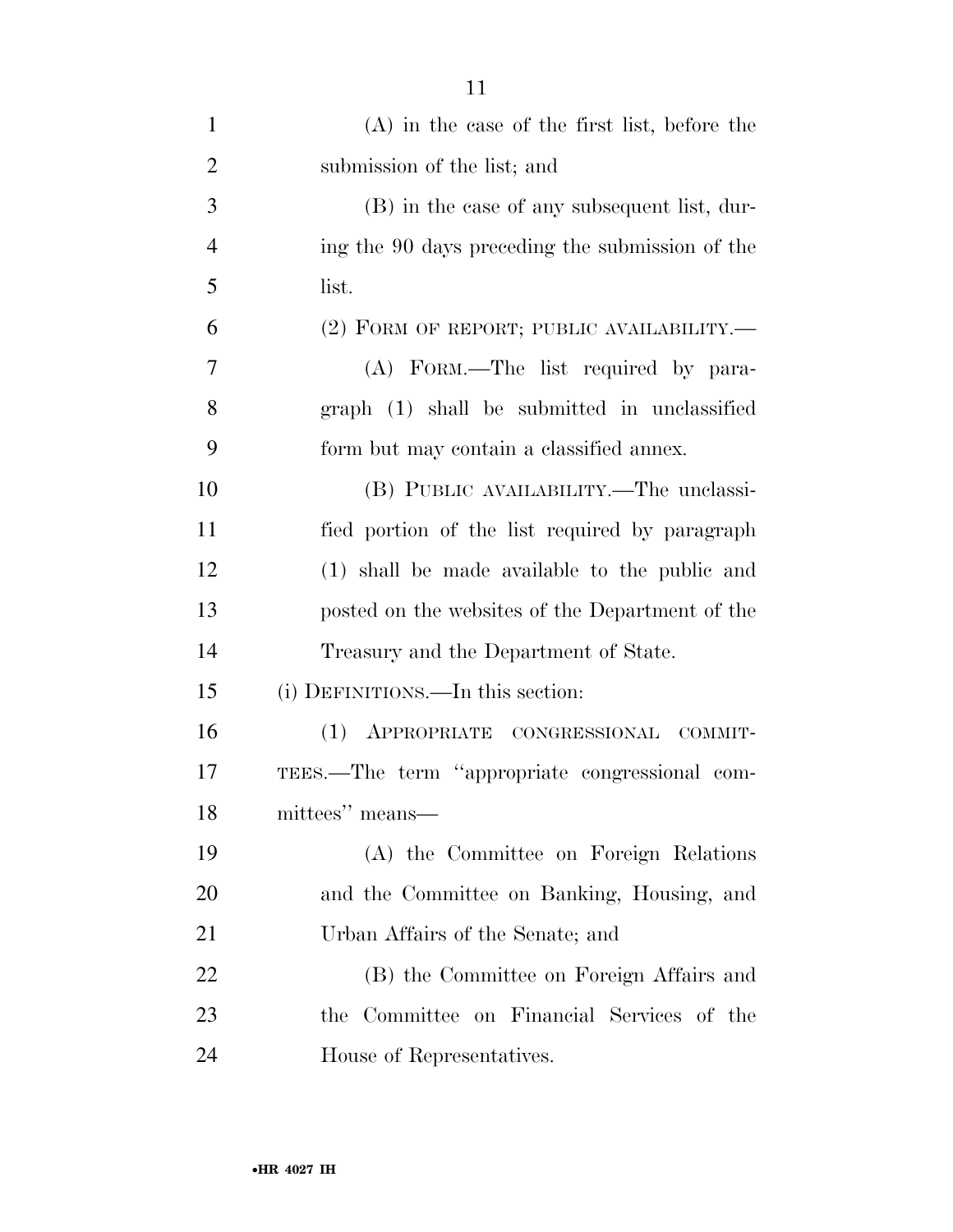(A) in the case of the first list, before the submission of the list; and

(B) in the case of any subsequent list, during the 90 days preceding the submission of the list.

(2) FORM OF REPORT; PUBLIC AVAILABILITY.—

(A) FORM.—The list required by paragraph (1) shall be submitted in unclassified form but may contain a classified annex.

(B) PUBLIC AVAILABILITY.—The unclassified portion of the list required by paragraph (1) shall be made available to the public and posted on the websites of the Department of the Treasury and the Department of State.

(i) DEFINITIONS.—In this section:

(1) APPROPRIATE CONGRESSIONAL COMMITTEES.—The term ''appropriate congressional committees'' means—

(A) the Committee on Foreign Relations and the Committee on Banking, Housing, and Urban Affairs of the Senate; and

(B) the Committee on Foreign Affairs and the Committee on Financial Services of the House of Representatives.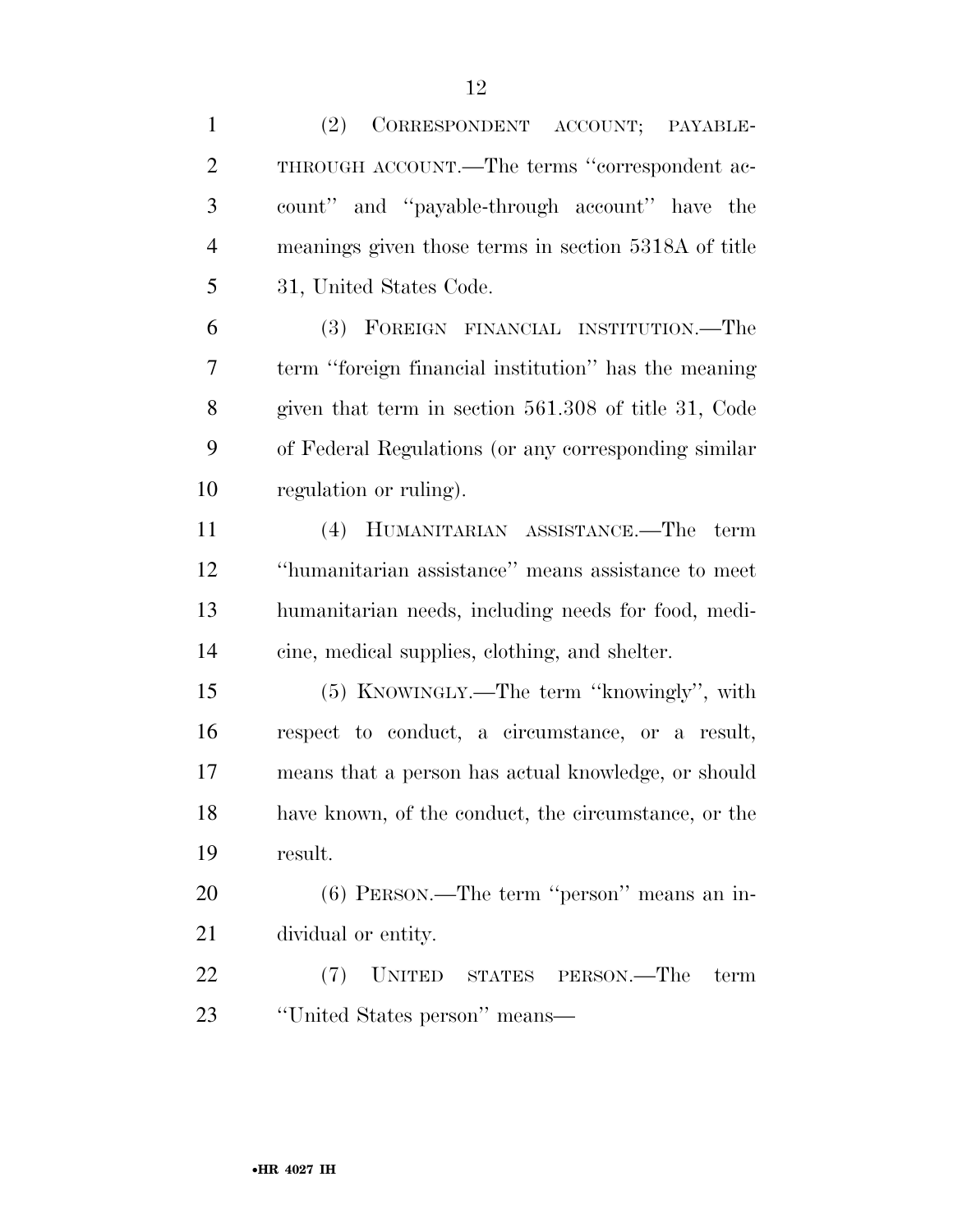(2) CORRESPONDENT ACCOUNT; PAYABLE-THROUGH ACCOUNT.—The terms "correspondent account" and "payable-through account" have the meanings given those terms in section 5318A of title 31, United States Code.

(3) FOREIGN FINANCIAL INSTITUTION.—The term "foreign financial institution" has the meaning given that term in section 561.308 of title 31, Code of Federal Regulations (or any corresponding similar regulation or ruling).

(4) HUMANITARIAN ASSISTANCE.—The term "humanitarian assistance" means assistance to meet humanitarian needs, including needs for food, medicine, medical supplies, clothing, and shelter.

(5) KNOWINGLY.—The term "knowingly", with respect to conduct, a circumstance, or a result, means that a person has actual knowledge, or should have known, of the conduct, the circumstance, or the result.

(6) PERSON.—The term "person" means an individual or entity.

(7) UNITED STATES PERSON.—The term "United States person" means—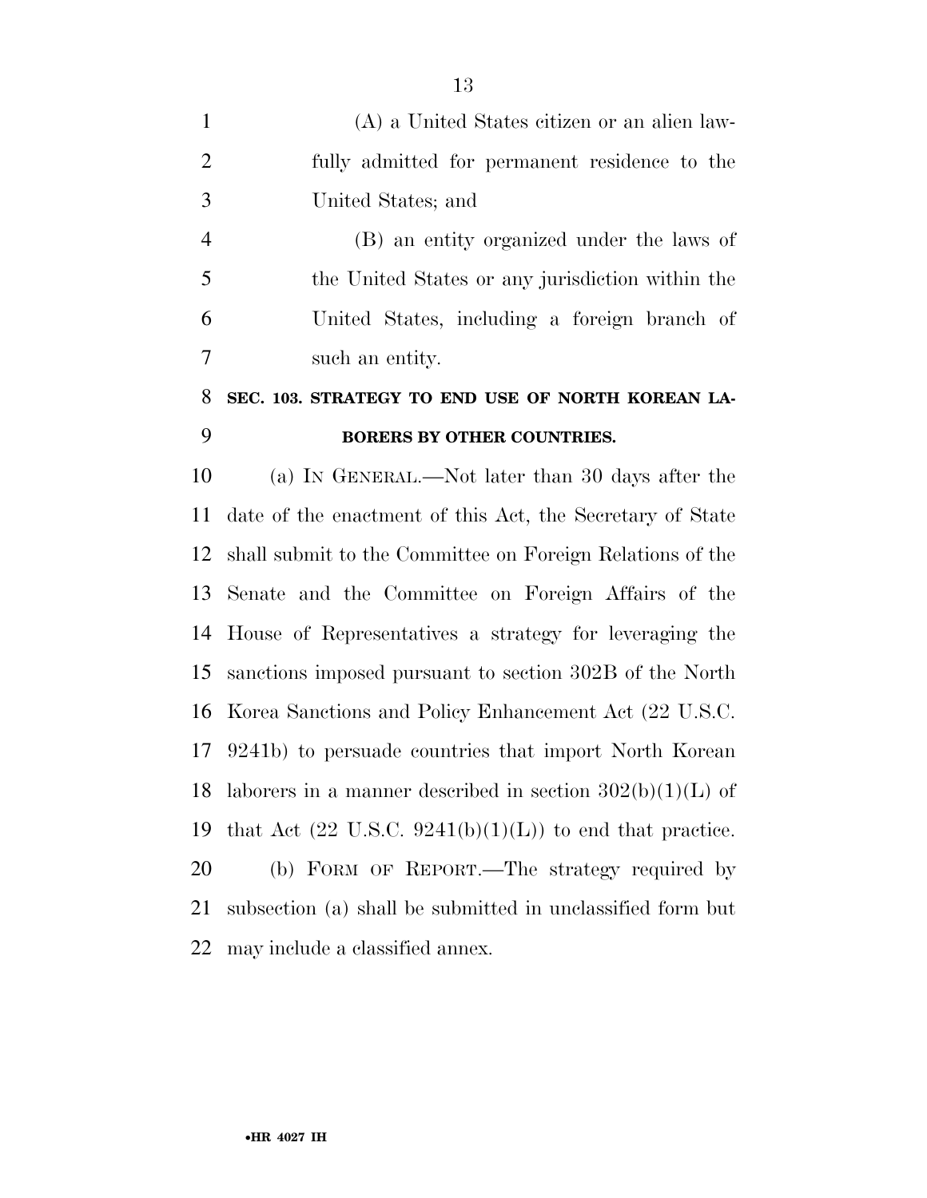(A) a United States citizen or an alien lawfully admitted for permanent residence to the United States; and

(B) an entity organized under the laws of the United States or any jurisdiction within the United States, including a foreign branch of such an entity.

### SEC. 103. STRATEGY TO END USE OF NORTH KOREAN LABORERS BY OTHER COUNTRIES.

(a) IN GENERAL.—Not later than 30 days after the date of the enactment of this Act, the Secretary of State shall submit to the Committee on Foreign Relations of the Senate and the Committee on Foreign Affairs of the House of Representatives a strategy for leveraging the sanctions imposed pursuant to section 302B of the North Korea Sanctions and Policy Enhancement Act (22 U.S.C. 9241b) to persuade countries that import North Korean laborers in a manner described in section 302(b)(1)(L) of that Act (22 U.S.C. 9241(b)(1)(L)) to end that practice.

(b) FORM OF REPORT.—The strategy required by subsection (a) shall be submitted in unclassified form but may include a classified annex.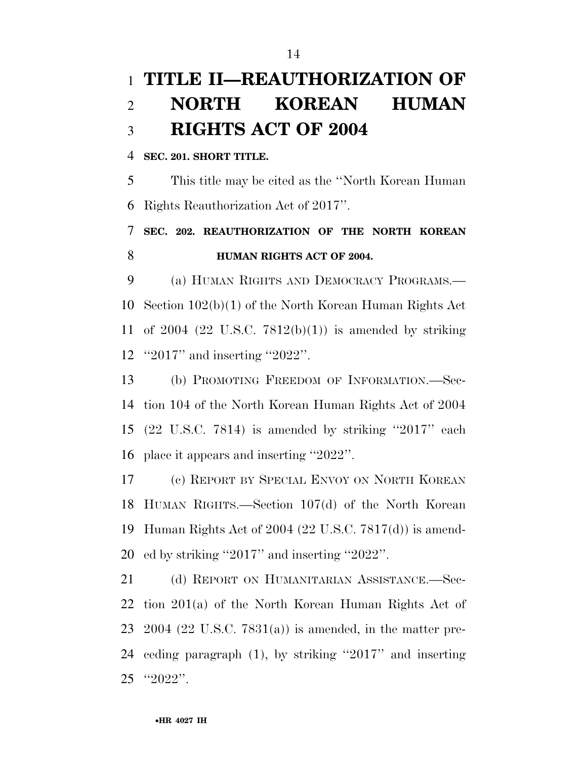# TITLE II—REAUTHORIZATION OF NORTH KOREAN HUMAN RIGHTS ACT OF 2004

**SEC. 201. SHORT TITLE.**

This title may be cited as the ''North Korean Human Rights Reauthorization Act of 2017''.

**SEC. 202. REAUTHORIZATION OF THE NORTH KOREAN HUMAN RIGHTS ACT OF 2004.**

(a) HUMAN RIGHTS AND DEMOCRACY PROGRAMS.—Section 102(b)(1) of the North Korean Human Rights Act of 2004 (22 U.S.C. 7812(b)(1)) is amended by striking ''2017'' and inserting ''2022''.

(b) PROMOTING FREEDOM OF INFORMATION.—Section 104 of the North Korean Human Rights Act of 2004 (22 U.S.C. 7814) is amended by striking ''2017'' each place it appears and inserting ''2022''.

(c) REPORT BY SPECIAL ENVOY ON NORTH KOREAN HUMAN RIGHTS.—Section 107(d) of the North Korean Human Rights Act of 2004 (22 U.S.C. 7817(d)) is amended by striking ''2017'' and inserting ''2022''.

(d) REPORT ON HUMANITARIAN ASSISTANCE.—Section 201(a) of the North Korean Human Rights Act of 2004 (22 U.S.C. 7831(a)) is amended, in the matter preceding paragraph (1), by striking ''2017'' and inserting ''2022''.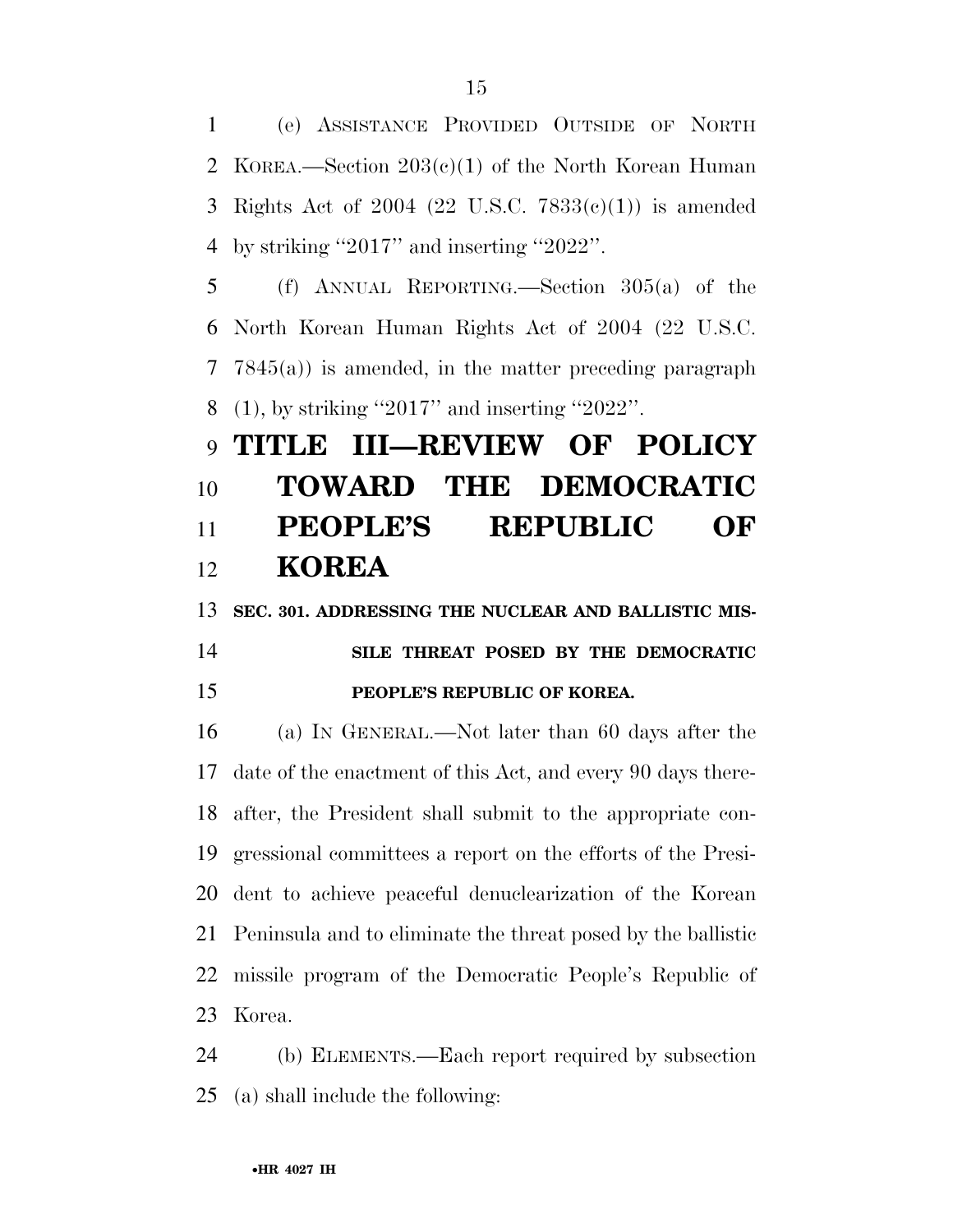(e) ASSISTANCE PROVIDED OUTSIDE OF NORTH KOREA.—Section 203(c)(1) of the North Korean Human Rights Act of 2004 (22 U.S.C. 7833(c)(1)) is amended by striking ''2017'' and inserting ''2022''.

(f) ANNUAL REPORTING.—Section 305(a) of the North Korean Human Rights Act of 2004 (22 U.S.C. 7845(a)) is amended, in the matter preceding paragraph (1), by striking ''2017'' and inserting ''2022''.

# TITLE III—REVIEW OF POLICY TOWARD THE DEMOCRATIC PEOPLE'S REPUBLIC OF KOREA

### SEC. 301. ADDRESSING THE NUCLEAR AND BALLISTIC MISSILE THREAT POSED BY THE DEMOCRATIC PEOPLE'S REPUBLIC OF KOREA.

(a) IN GENERAL.—Not later than 60 days after the date of the enactment of this Act, and every 90 days thereafter, the President shall submit to the appropriate congressional committees a report on the efforts of the President to achieve peaceful denuclearization of the Korean Peninsula and to eliminate the threat posed by the ballistic missile program of the Democratic People's Republic of Korea.

(b) ELEMENTS.—Each report required by subsection (a) shall include the following: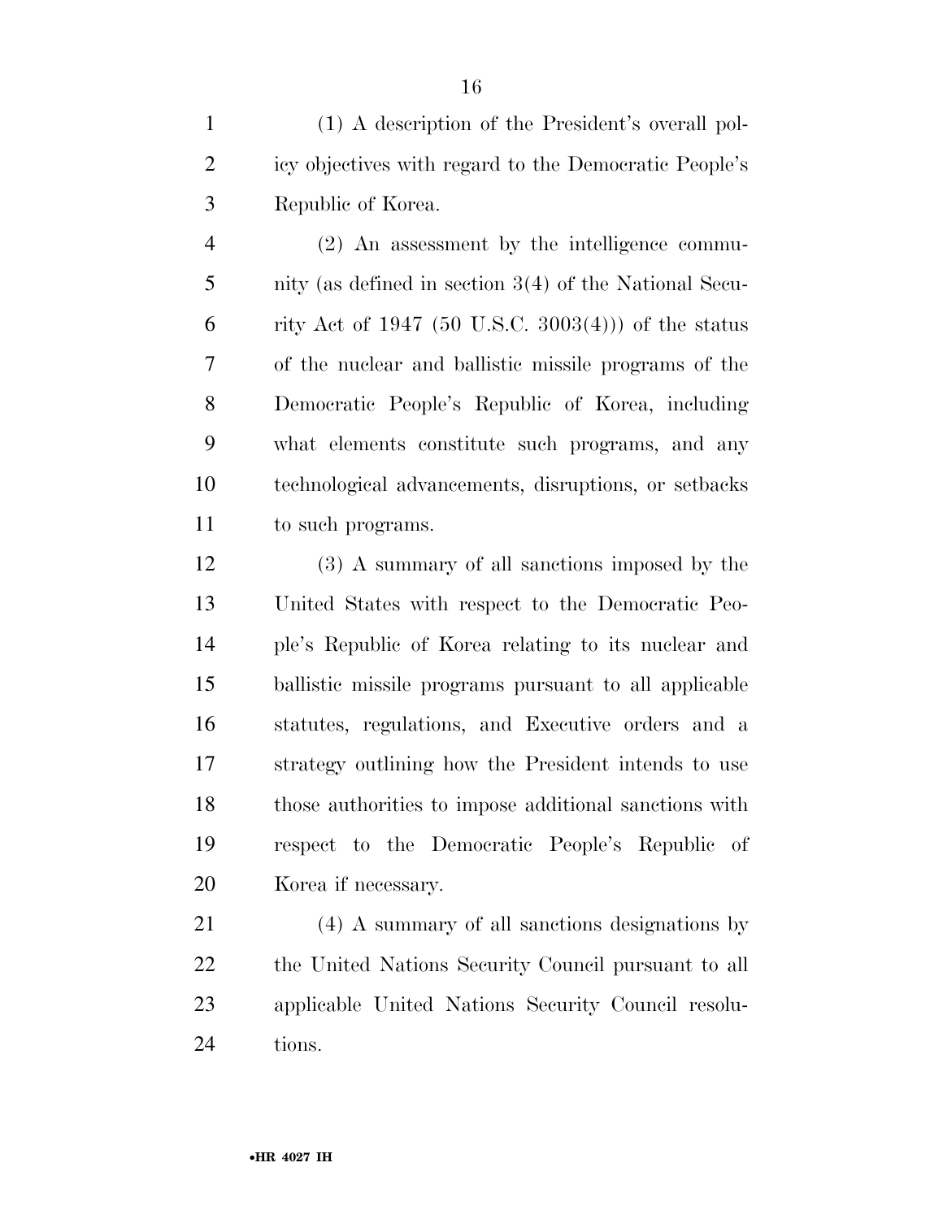(1) A description of the President's overall policy objectives with regard to the Democratic People's Republic of Korea.

(2) An assessment by the intelligence community (as defined in section 3(4) of the National Security Act of 1947 (50 U.S.C. 3003(4))) of the status of the nuclear and ballistic missile programs of the Democratic People's Republic of Korea, including what elements constitute such programs, and any technological advancements, disruptions, or setbacks to such programs.

(3) A summary of all sanctions imposed by the United States with respect to the Democratic People's Republic of Korea relating to its nuclear and ballistic missile programs pursuant to all applicable statutes, regulations, and Executive orders and a strategy outlining how the President intends to use those authorities to impose additional sanctions with respect to the Democratic People's Republic of Korea if necessary.

(4) A summary of all sanctions designations by the United Nations Security Council pursuant to all applicable United Nations Security Council resolutions.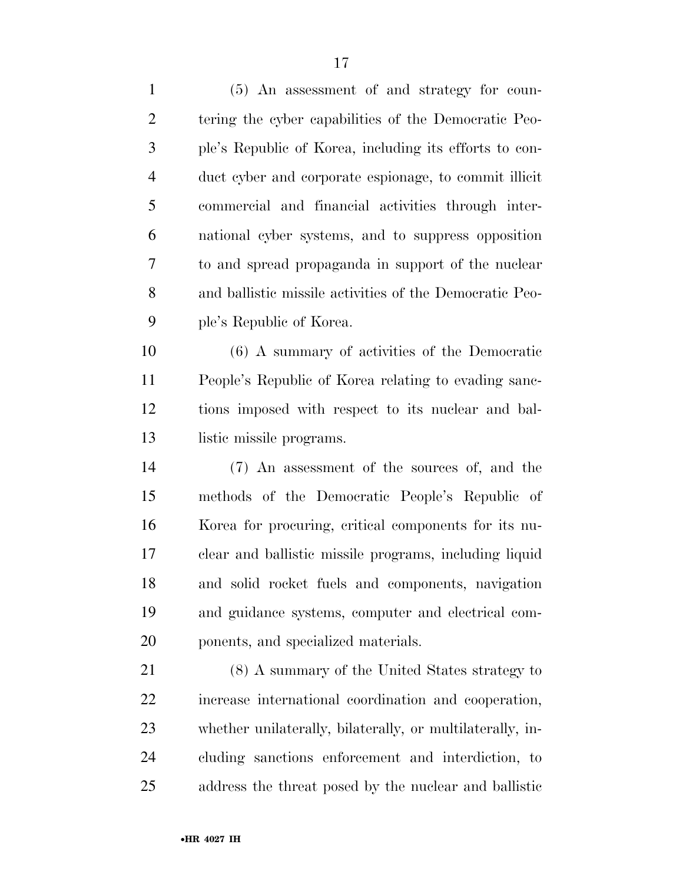(5) An assessment of and strategy for countering the cyber capabilities of the Democratic People's Republic of Korea, including its efforts to conduct cyber and corporate espionage, to commit illicit commercial and financial activities through international cyber systems, and to suppress opposition to and spread propaganda in support of the nuclear and ballistic missile activities of the Democratic People's Republic of Korea.

(6) A summary of activities of the Democratic People's Republic of Korea relating to evading sanctions imposed with respect to its nuclear and ballistic missile programs.

(7) An assessment of the sources of, and the methods of the Democratic People's Republic of Korea for procuring, critical components for its nuclear and ballistic missile programs, including liquid and solid rocket fuels and components, navigation and guidance systems, computer and electrical components, and specialized materials.

(8) A summary of the United States strategy to increase international coordination and cooperation, whether unilaterally, bilaterally, or multilaterally, including sanctions enforcement and interdiction, to address the threat posed by the nuclear and ballistic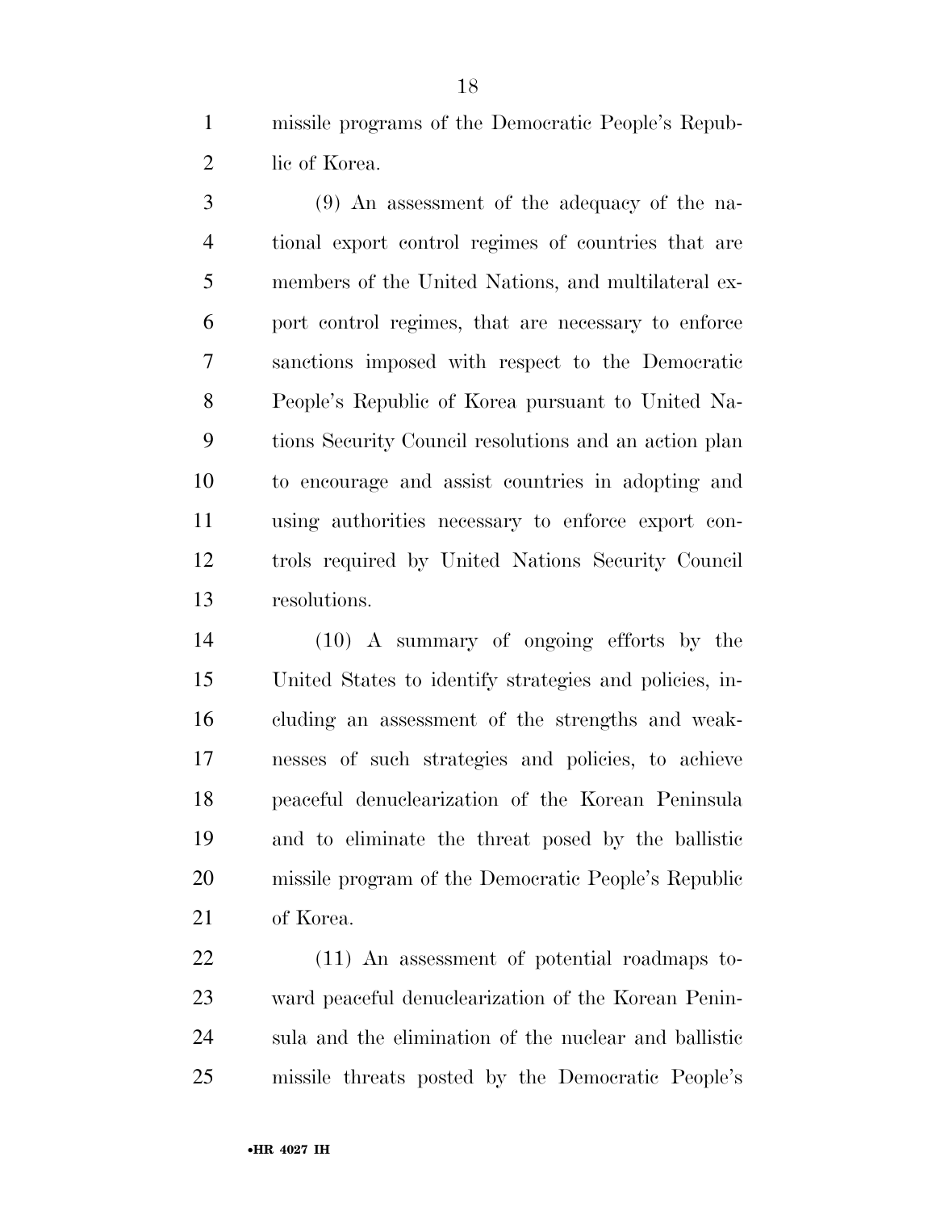missile programs of the Democratic People's Republic of Korea.

(9) An assessment of the adequacy of the national export control regimes of countries that are members of the United Nations, and multilateral export control regimes, that are necessary to enforce sanctions imposed with respect to the Democratic People's Republic of Korea pursuant to United Nations Security Council resolutions and an action plan to encourage and assist countries in adopting and using authorities necessary to enforce export controls required by United Nations Security Council resolutions.

(10) A summary of ongoing efforts by the United States to identify strategies and policies, including an assessment of the strengths and weaknesses of such strategies and policies, to achieve peaceful denuclearization of the Korean Peninsula and to eliminate the threat posed by the ballistic missile program of the Democratic People's Republic of Korea.

(11) An assessment of potential roadmaps toward peaceful denuclearization of the Korean Peninsula and the elimination of the nuclear and ballistic missile threats posted by the Democratic People's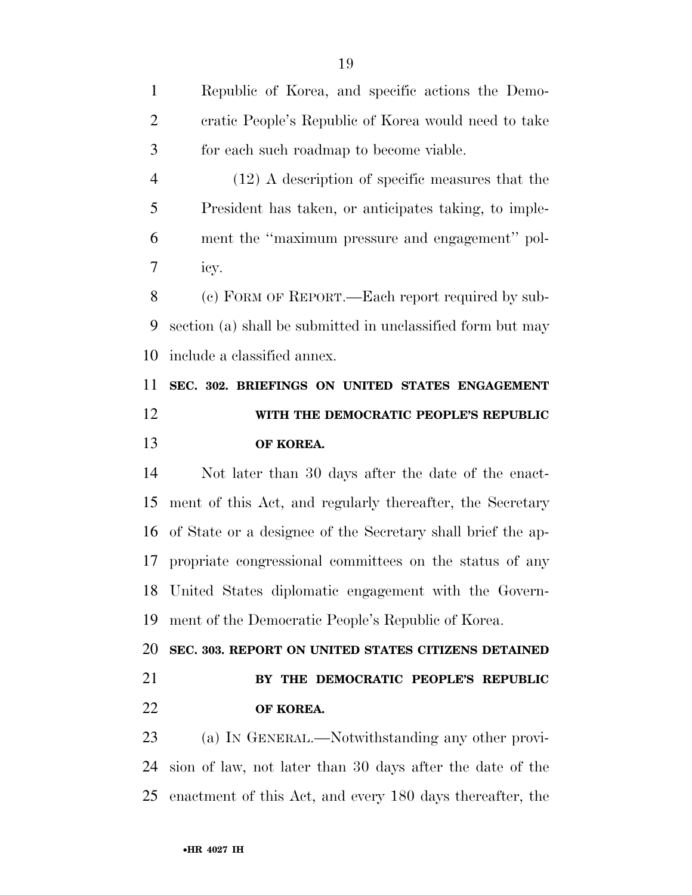Republic of Korea, and specific actions the Democratic People's Republic of Korea would need to take for each such roadmap to become viable.

(12) A description of specific measures that the President has taken, or anticipates taking, to implement the "maximum pressure and engagement" policy.

(c) FORM OF REPORT.—Each report required by subsection (a) shall be submitted in unclassified form but may include a classified annex.

**SEC. 302. BRIEFINGS ON UNITED STATES ENGAGEMENT WITH THE DEMOCRATIC PEOPLE'S REPUBLIC OF KOREA.**

Not later than 30 days after the date of the enactment of this Act, and regularly thereafter, the Secretary of State or a designee of the Secretary shall brief the appropriate congressional committees on the status of any United States diplomatic engagement with the Government of the Democratic People's Republic of Korea.

**SEC. 303. REPORT ON UNITED STATES CITIZENS DETAINED BY THE DEMOCRATIC PEOPLE'S REPUBLIC OF KOREA.**

(a) IN GENERAL.—Notwithstanding any other provision of law, not later than 30 days after the date of the enactment of this Act, and every 180 days thereafter, the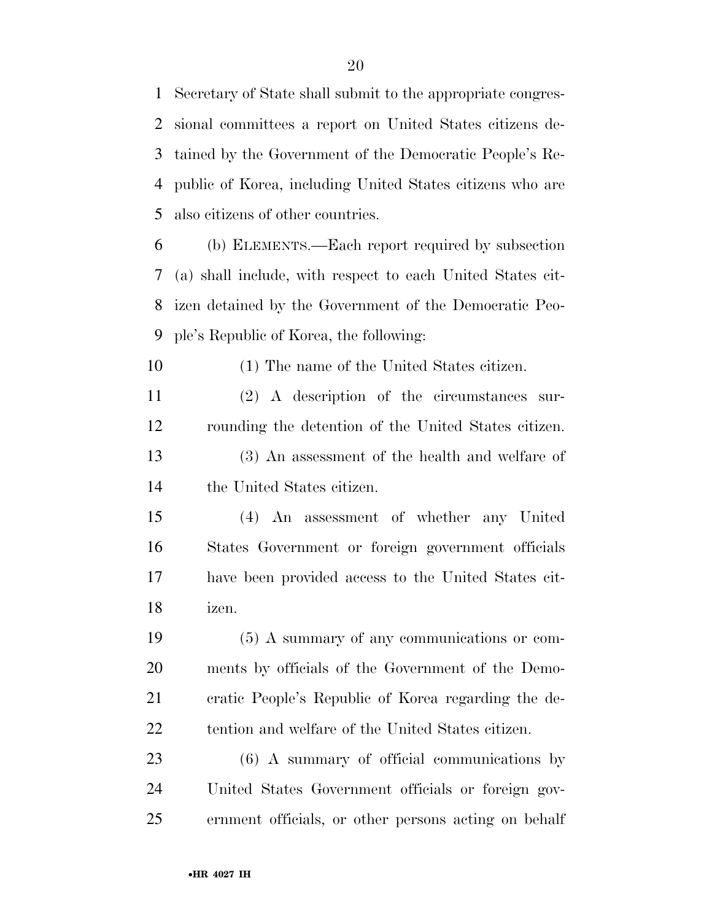Secretary of State shall submit to the appropriate congressional committees a report on United States citizens detained by the Government of the Democratic People's Republic of Korea, including United States citizens who are also citizens of other countries.

(b) ELEMENTS.—Each report required by subsection (a) shall include, with respect to each United States citizen detained by the Government of the Democratic People's Republic of Korea, the following:

(1) The name of the United States citizen.

(2) A description of the circumstances surrounding the detention of the United States citizen.

(3) An assessment of the health and welfare of the United States citizen.

(4) An assessment of whether any United States Government or foreign government officials have been provided access to the United States citizen.

(5) A summary of any communications or comments by officials of the Government of the Democratic People's Republic of Korea regarding the detention and welfare of the United States citizen.

(6) A summary of official communications by United States Government officials or foreign government officials, or other persons acting on behalf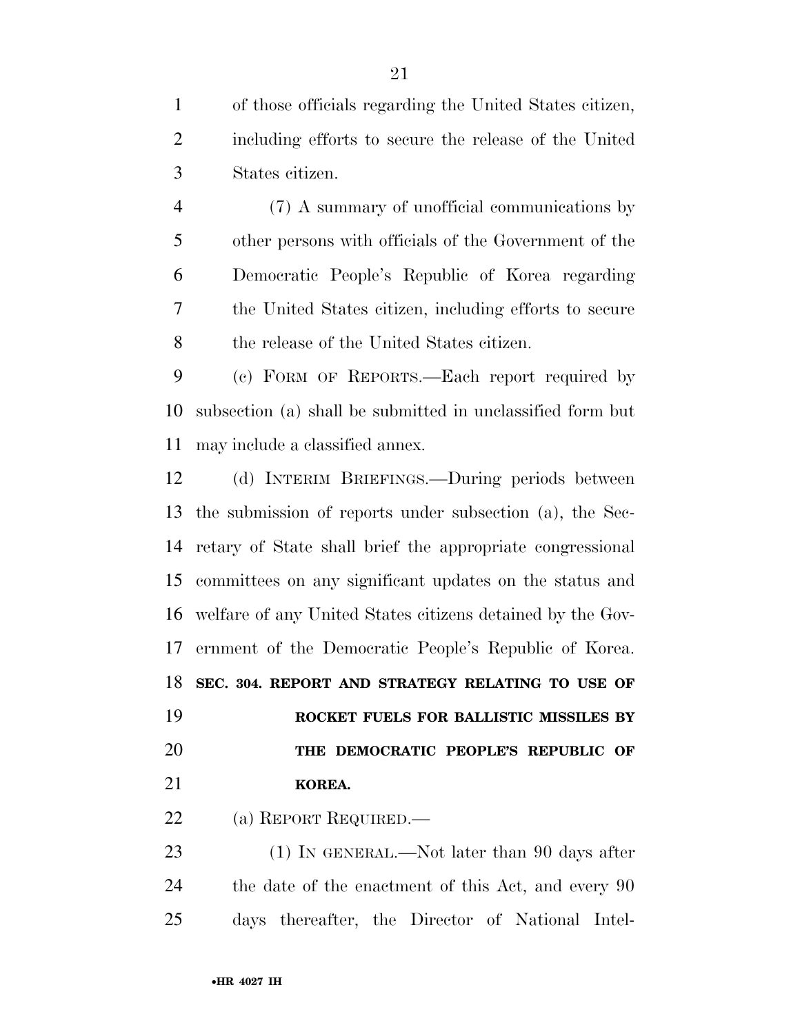of those officials regarding the United States citizen, including efforts to secure the release of the United States citizen.

(7) A summary of unofficial communications by other persons with officials of the Government of the Democratic People's Republic of Korea regarding the United States citizen, including efforts to secure the release of the United States citizen.

(c) FORM OF REPORTS.—Each report required by subsection (a) shall be submitted in unclassified form but may include a classified annex.

(d) INTERIM BRIEFINGS.—During periods between the submission of reports under subsection (a), the Secretary of State shall brief the appropriate congressional committees on any significant updates on the status and welfare of any United States citizens detained by the Government of the Democratic People's Republic of Korea.

**SEC. 304. REPORT AND STRATEGY RELATING TO USE OF ROCKET FUELS FOR BALLISTIC MISSILES BY THE DEMOCRATIC PEOPLE'S REPUBLIC OF KOREA.**

(a) REPORT REQUIRED.—

(1) IN GENERAL.—Not later than 90 days after the date of the enactment of this Act, and every 90 days thereafter, the Director of National Intel-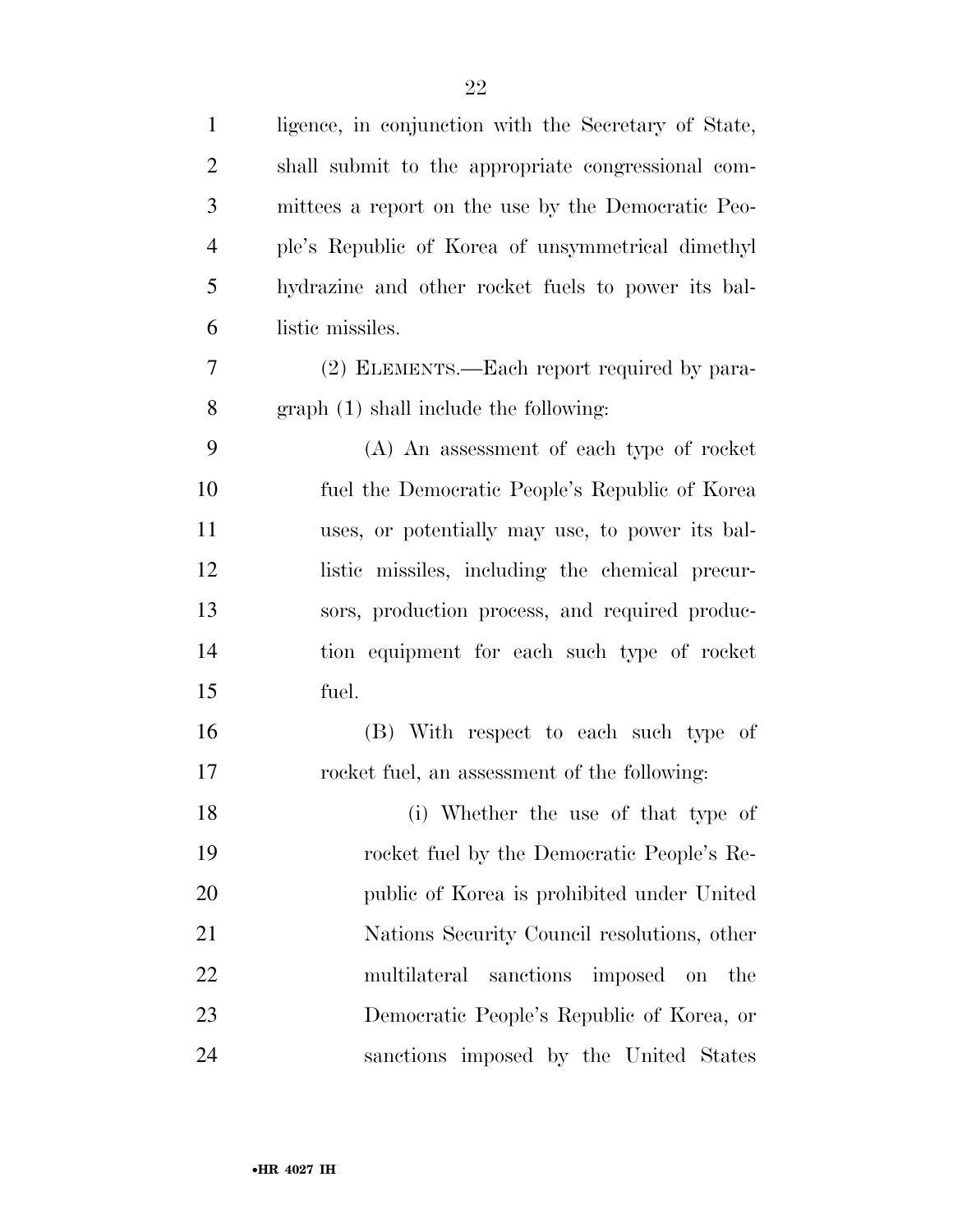ligence, in conjunction with the Secretary of State, shall submit to the appropriate congressional committees a report on the use by the Democratic People's Republic of Korea of unsymmetrical dimethyl hydrazine and other rocket fuels to power its ballistic missiles.

(2) ELEMENTS.—Each report required by paragraph (1) shall include the following:

(A) An assessment of each type of rocket fuel the Democratic People's Republic of Korea uses, or potentially may use, to power its ballistic missiles, including the chemical precursors, production process, and required production equipment for each such type of rocket fuel.

(B) With respect to each such type of rocket fuel, an assessment of the following:

(i) Whether the use of that type of rocket fuel by the Democratic People's Republic of Korea is prohibited under United Nations Security Council resolutions, other multilateral sanctions imposed on the Democratic People's Republic of Korea, or sanctions imposed by the United States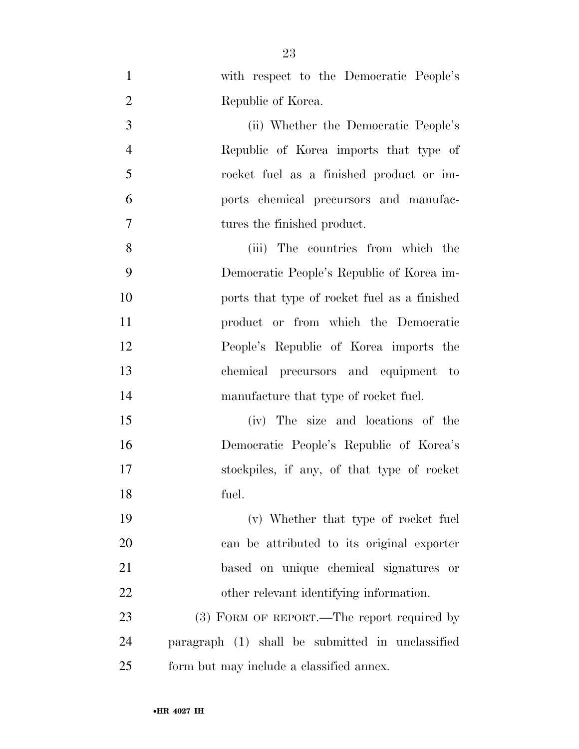with respect to the Democratic People's Republic of Korea.

(ii) Whether the Democratic People's Republic of Korea imports that type of rocket fuel as a finished product or imports chemical precursors and manufactures the finished product.

(iii) The countries from which the Democratic People's Republic of Korea imports that type of rocket fuel as a finished product or from which the Democratic People's Republic of Korea imports the chemical precursors and equipment to manufacture that type of rocket fuel.

(iv) The size and locations of the Democratic People's Republic of Korea's stockpiles, if any, of that type of rocket fuel.

(v) Whether that type of rocket fuel can be attributed to its original exporter based on unique chemical signatures or other relevant identifying information.

(3) FORM OF REPORT.—The report required by paragraph (1) shall be submitted in unclassified form but may include a classified annex.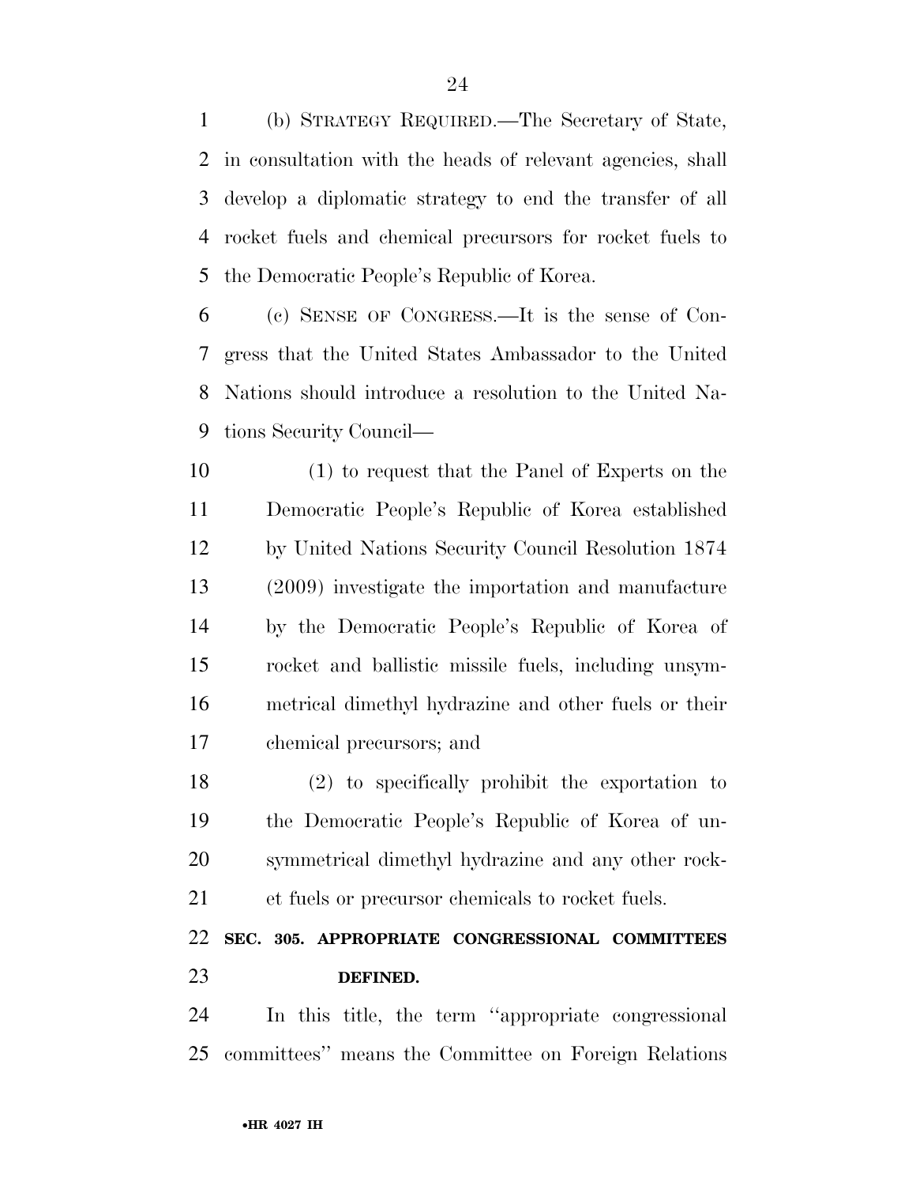(b) STRATEGY REQUIRED.—The Secretary of State, in consultation with the heads of relevant agencies, shall develop a diplomatic strategy to end the transfer of all rocket fuels and chemical precursors for rocket fuels to the Democratic People's Republic of Korea.

(c) SENSE OF CONGRESS.—It is the sense of Congress that the United States Ambassador to the United Nations should introduce a resolution to the United Nations Security Council—

(1) to request that the Panel of Experts on the Democratic People's Republic of Korea established by United Nations Security Council Resolution 1874 (2009) investigate the importation and manufacture by the Democratic People's Republic of Korea of rocket and ballistic missile fuels, including unsymmetrical dimethyl hydrazine and other fuels or their chemical precursors; and

(2) to specifically prohibit the exportation to the Democratic People's Republic of Korea of unsymmetrical dimethyl hydrazine and any other rocket fuels or precursor chemicals to rocket fuels.

**SEC. 305. APPROPRIATE CONGRESSIONAL COMMITTEES DEFINED.**

In this title, the term ''appropriate congressional committees'' means the Committee on Foreign Relations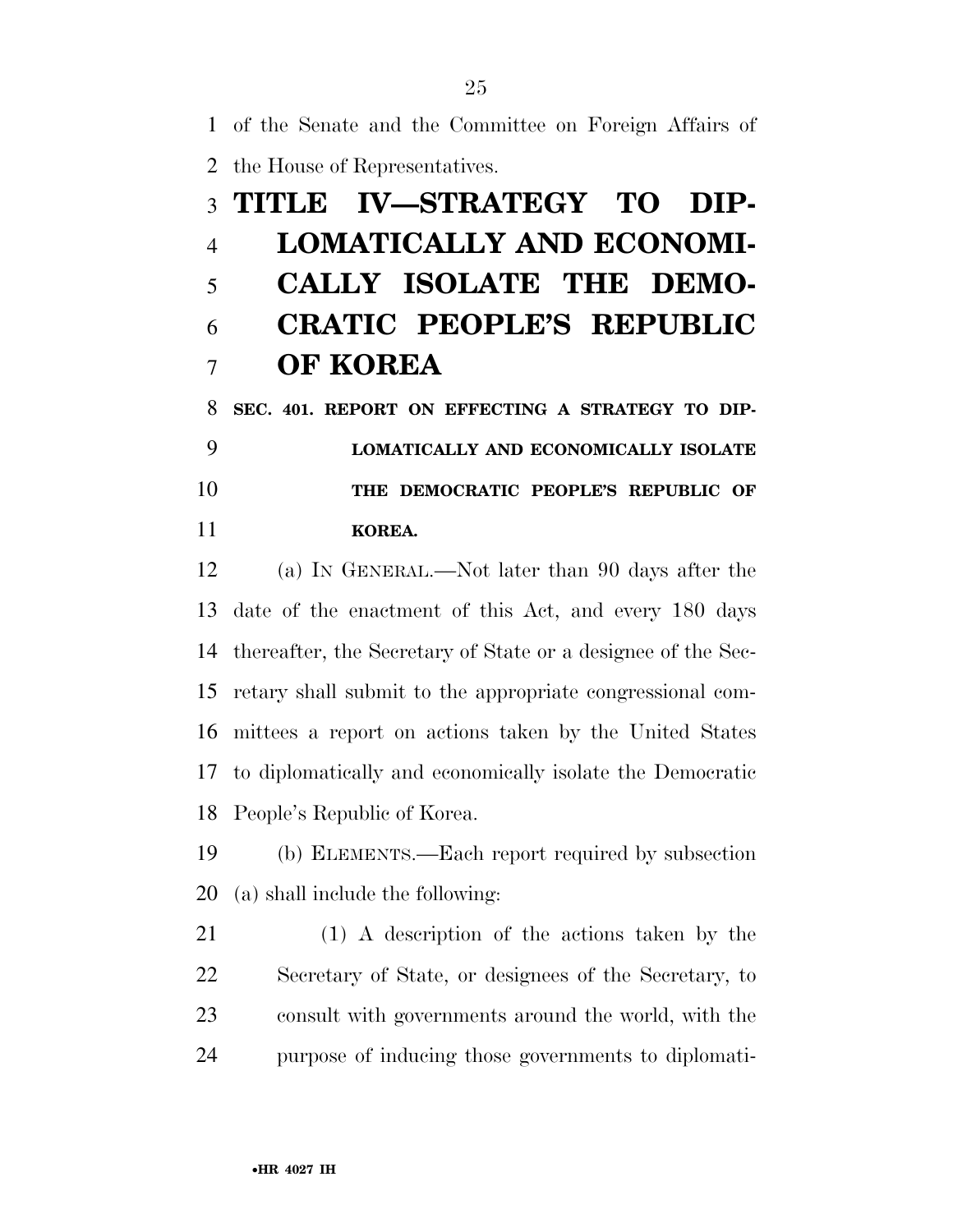of the Senate and the Committee on Foreign Affairs of the House of Representatives.

# TITLE IV—STRATEGY TO DIPLOMATICALLY AND ECONOMICALLY ISOLATE THE DEMOCRATIC PEOPLE'S REPUBLIC OF KOREA

## SEC. 401. REPORT ON EFFECTING A STRATEGY TO DIPLOMATICALLY AND ECONOMICALLY ISOLATE THE DEMOCRATIC PEOPLE'S REPUBLIC OF KOREA.

(a) IN GENERAL.—Not later than 90 days after the date of the enactment of this Act, and every 180 days thereafter, the Secretary of State or a designee of the Secretary shall submit to the appropriate congressional committees a report on actions taken by the United States to diplomatically and economically isolate the Democratic People's Republic of Korea.

(b) ELEMENTS.—Each report required by subsection (a) shall include the following:

(1) A description of the actions taken by the Secretary of State, or designees of the Secretary, to consult with governments around the world, with the purpose of inducing those governments to diplomati-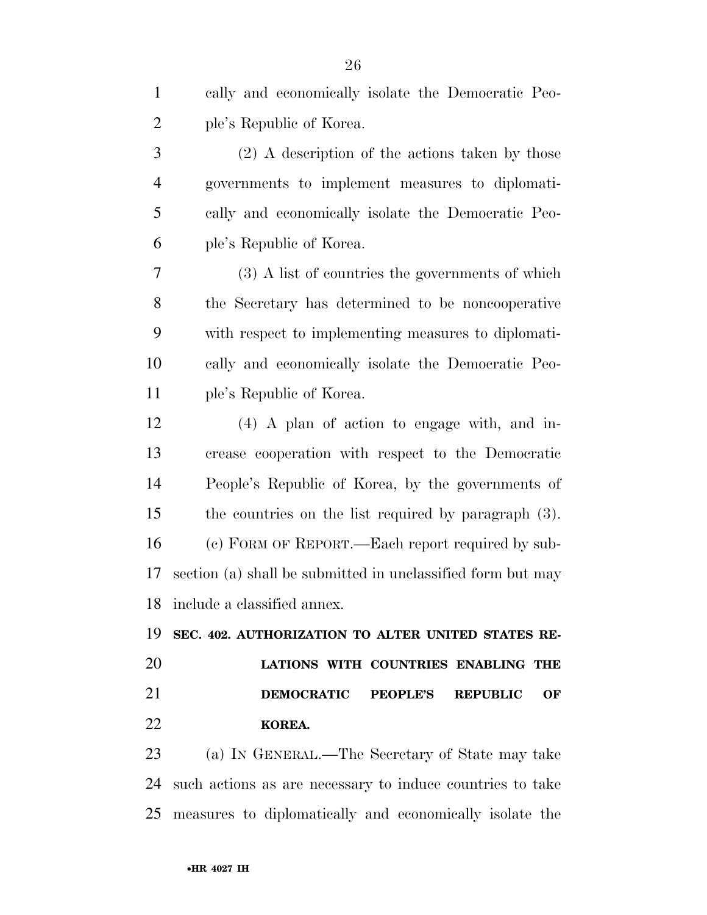cally and economically isolate the Democratic People's Republic of Korea.

(2) A description of the actions taken by those governments to implement measures to diplomatically and economically isolate the Democratic People's Republic of Korea.

(3) A list of countries the governments of which the Secretary has determined to be noncooperative with respect to implementing measures to diplomatically and economically isolate the Democratic People's Republic of Korea.

(4) A plan of action to engage with, and increase cooperation with respect to the Democratic People's Republic of Korea, by the governments of the countries on the list required by paragraph (3).

(c) FORM OF REPORT.—Each report required by subsection (a) shall be submitted in unclassified form but may include a classified annex.

**SEC. 402. AUTHORIZATION TO ALTER UNITED STATES RELATIONS WITH COUNTRIES ENABLING THE DEMOCRATIC PEOPLE'S REPUBLIC OF KOREA.**

(a) IN GENERAL.—The Secretary of State may take such actions as are necessary to induce countries to take measures to diplomatically and economically isolate the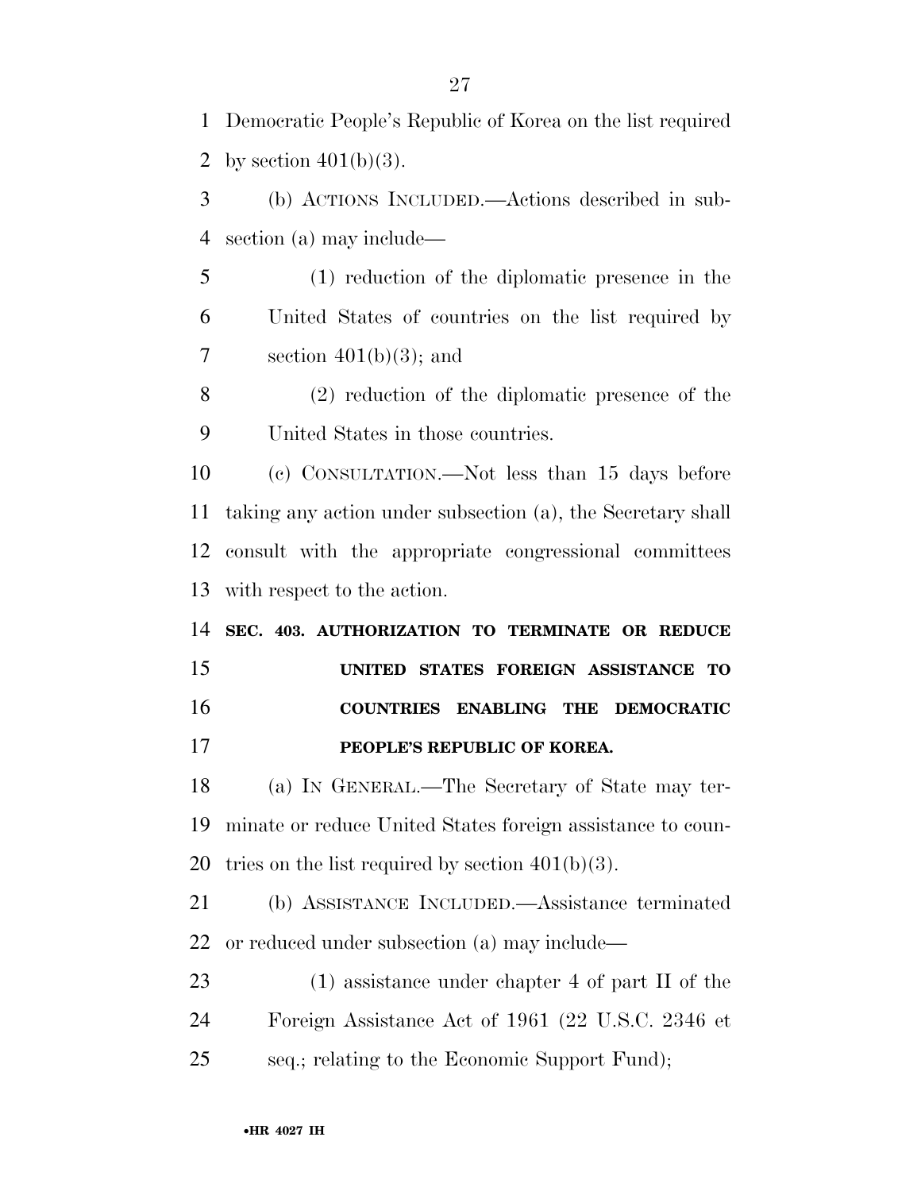Democratic People's Republic of Korea on the list required by section 401(b)(3).

(b) ACTIONS INCLUDED.—Actions described in subsection (a) may include—

(1) reduction of the diplomatic presence in the United States of countries on the list required by section 401(b)(3); and

(2) reduction of the diplomatic presence of the United States in those countries.

(c) CONSULTATION.—Not less than 15 days before taking any action under subsection (a), the Secretary shall consult with the appropriate congressional committees with respect to the action.

**SEC. 403. AUTHORIZATION TO TERMINATE OR REDUCE UNITED STATES FOREIGN ASSISTANCE TO COUNTRIES ENABLING THE DEMOCRATIC PEOPLE'S REPUBLIC OF KOREA.**

(a) IN GENERAL.—The Secretary of State may terminate or reduce United States foreign assistance to countries on the list required by section 401(b)(3).

(b) ASSISTANCE INCLUDED.—Assistance terminated or reduced under subsection (a) may include—

(1) assistance under chapter 4 of part II of the Foreign Assistance Act of 1961 (22 U.S.C. 2346 et seq.; relating to the Economic Support Fund);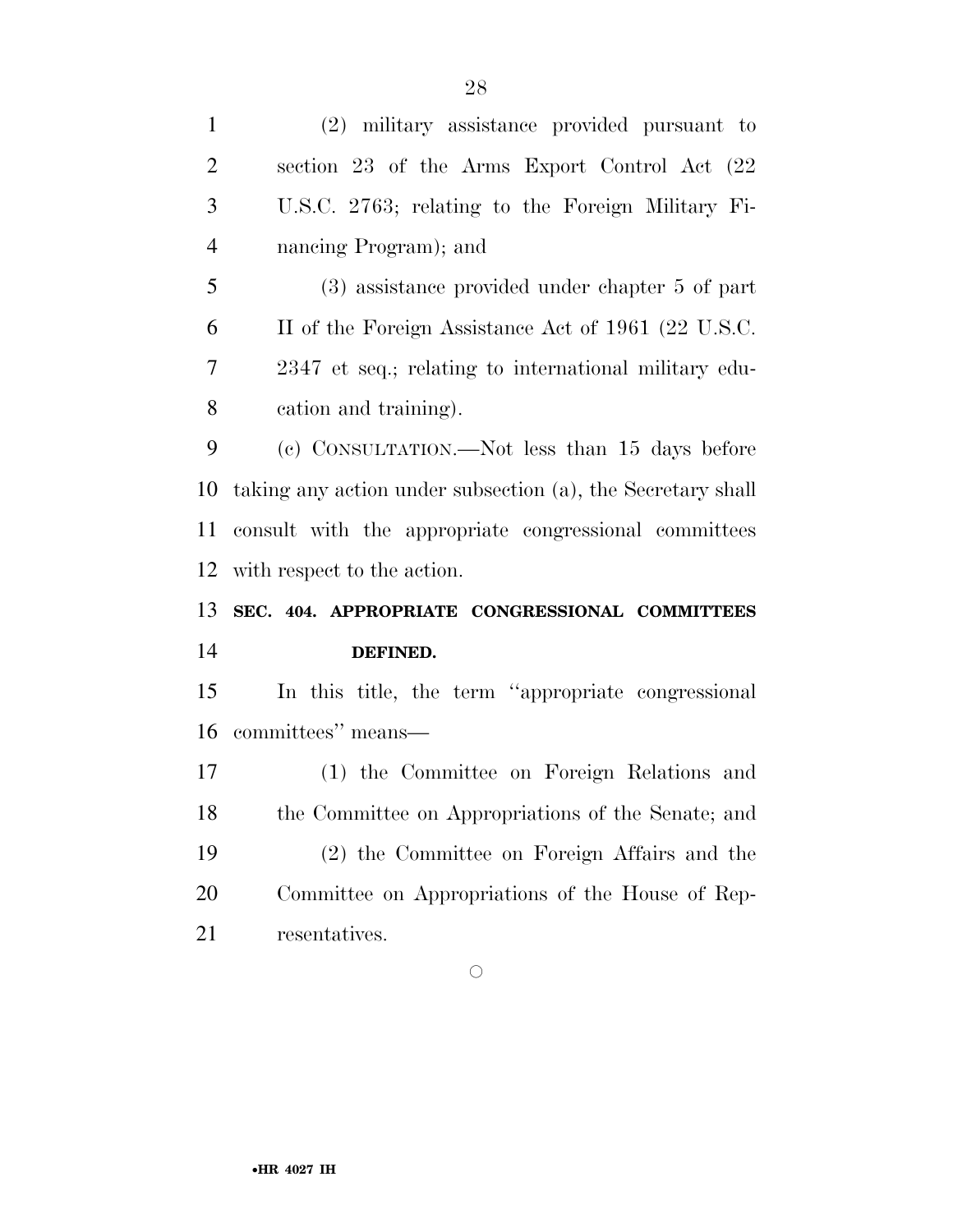(2) military assistance provided pursuant to section 23 of the Arms Export Control Act (22 U.S.C. 2763; relating to the Foreign Military Financing Program); and

(3) assistance provided under chapter 5 of part II of the Foreign Assistance Act of 1961 (22 U.S.C. 2347 et seq.; relating to international military education and training).

(c) CONSULTATION.—Not less than 15 days before taking any action under subsection (a), the Secretary shall consult with the appropriate congressional committees with respect to the action.

**SEC. 404. APPROPRIATE CONGRESSIONAL COMMITTEES DEFINED.**

In this title, the term ''appropriate congressional committees'' means—

(1) the Committee on Foreign Relations and the Committee on Appropriations of the Senate; and

(2) the Committee on Foreign Affairs and the Committee on Appropriations of the House of Representatives.

○